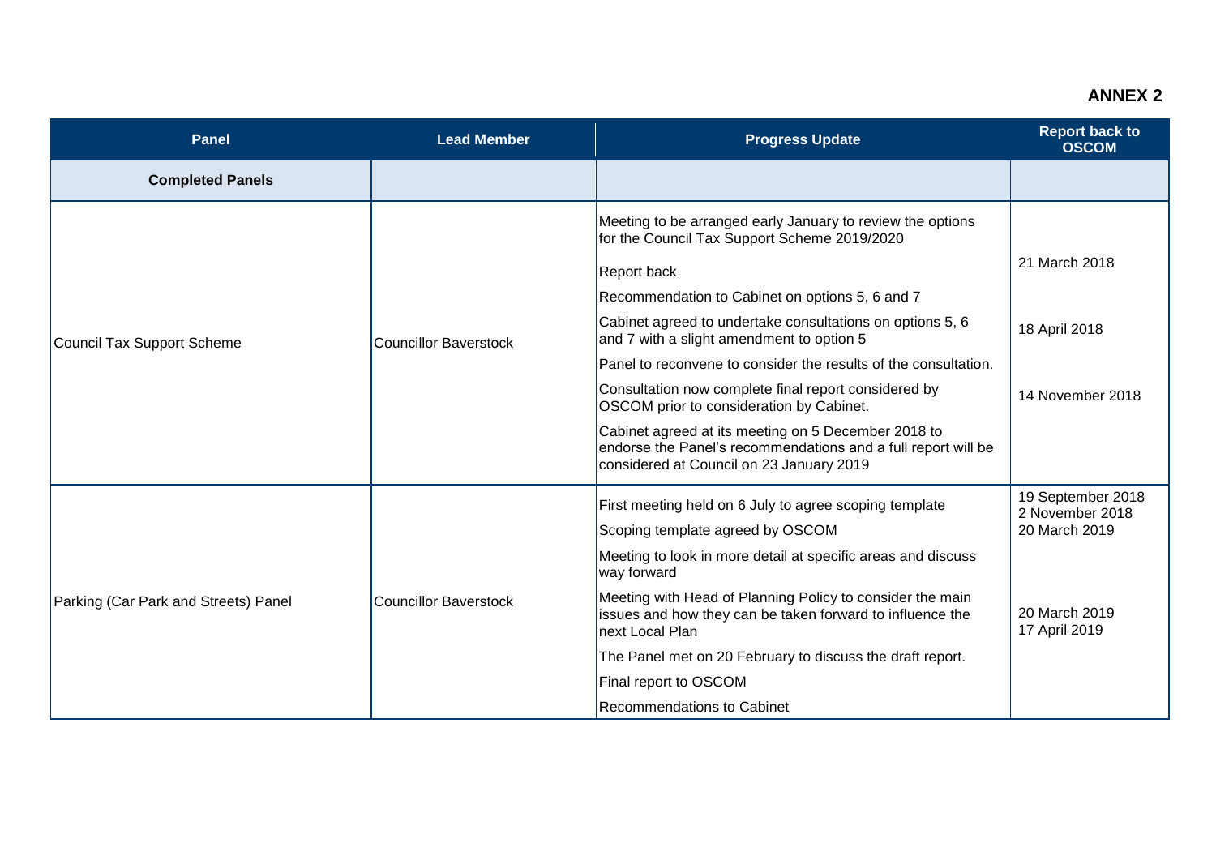**ANNEX 2**

| Panel | Lead Member | Progress Update | Report back to OSCOM |
|---|---|---|---|
| **Completed Panels** | | | |
| Council Tax Support Scheme | Councillor Baverstock | Meeting to be arranged early January to review the options for the Council Tax Support Scheme 2019/2020 | |
| | | Report back | 21 March 2018 |
| | | Recommendation to Cabinet on options 5, 6 and 7 | |
| | | Cabinet agreed to undertake consultations on options 5, 6 and 7 with a slight amendment to option 5 | 18 April 2018 |
| | | Panel to reconvene to consider the results of the consultation. | |
| | | Consultation now complete final report considered by OSCOM prior to consideration by Cabinet. | 14 November 2018 |
| | | Cabinet agreed at its meeting on 5 December 2018 to endorse the Panel's recommendations and a full report will be considered at Council on 23 January 2019 | |
| Parking (Car Park and Streets) Panel | Councillor Baverstock | First meeting held on 6 July to agree scoping template | 19 September 2018 |
| | | Scoping template agreed by OSCOM | 2 November 2018 |
| | | Meeting to look in more detail at specific areas and discuss way forward | 20 March 2019 |
| | | Meeting with Head of Planning Policy to consider the main issues and how they can be taken forward to influence the next Local Plan | |
| | | The Panel met on 20 February to discuss the draft report. | |
| | | Final report to OSCOM | 20 March 2019 |
| | | Recommendations to Cabinet | 17 April 2019 |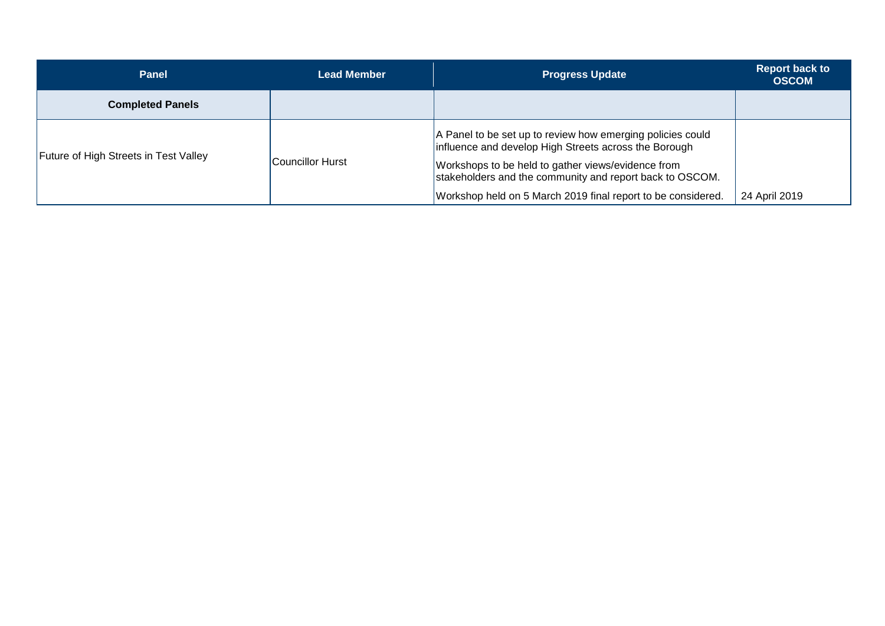| Panel | Lead Member | Progress Update | Report back to OSCOM |
|---|---|---|---|
| **Completed Panels** | | | |
| Future of High Streets in Test Valley | Councillor Hurst | A Panel to be set up to review how emerging policies could influence and develop High Streets across the Borough<br><br>Workshops to be held to gather views/evidence from stakeholders and the community and report back to OSCOM.<br><br>Workshop held on 5 March 2019 final report to be considered. | 24 April 2019 |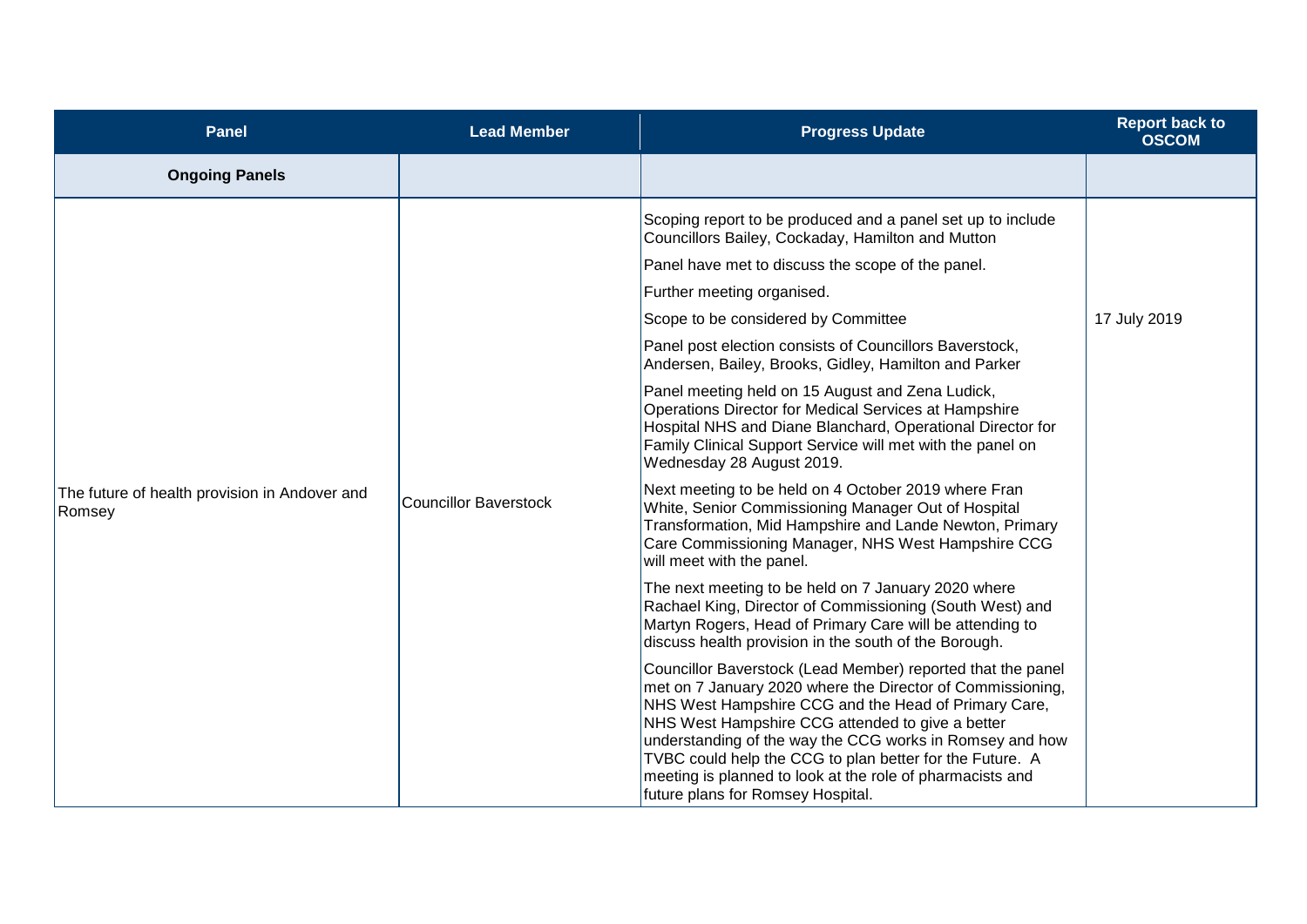| Panel | Lead Member | Progress Update | Report back to OSCOM |
|---|---|---|---|
| **Ongoing Panels** | | | |
| The future of health provision in Andover and Romsey | Councillor Baverstock | Scoping report to be produced and a panel set up to include Councillors Bailey, Cockaday, Hamilton and Mutton<br><br>Panel have met to discuss the scope of the panel.<br><br>Further meeting organised.<br><br>Scope to be considered by Committee<br><br>Panel post election consists of Councillors Baverstock, Andersen, Bailey, Brooks, Gidley, Hamilton and Parker<br><br>Panel meeting held on 15 August and Zena Ludick, Operations Director for Medical Services at Hampshire Hospital NHS and Diane Blanchard, Operational Director for Family Clinical Support Service will met with the panel on Wednesday 28 August 2019.<br><br>Next meeting to be held on 4 October 2019 where Fran White, Senior Commissioning Manager Out of Hospital Transformation, Mid Hampshire and Lande Newton, Primary Care Commissioning Manager, NHS West Hampshire CCG will meet with the panel.<br><br>The next meeting to be held on 7 January 2020 where Rachael King, Director of Commissioning (South West) and Martyn Rogers, Head of Primary Care will be attending to discuss health provision in the south of the Borough.<br><br>Councillor Baverstock (Lead Member) reported that the panel met on 7 January 2020 where the Director of Commissioning, NHS West Hampshire CCG and the Head of Primary Care, NHS West Hampshire CCG attended to give a better understanding of the way the CCG works in Romsey and how TVBC could help the CCG to plan better for the Future. A meeting is planned to look at the role of pharmacists and future plans for Romsey Hospital. | 17 July 2019 |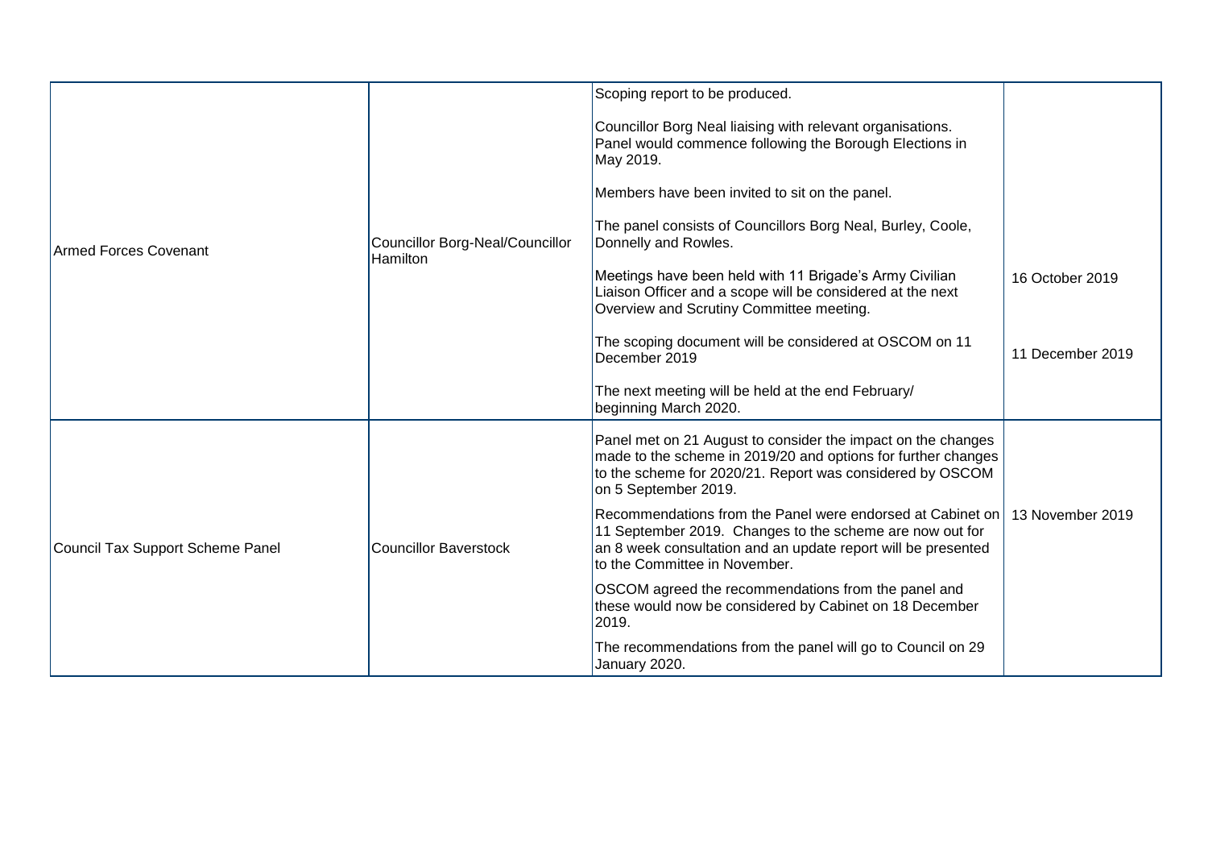| | | | |
|---|---|---|---|
| Armed Forces Covenant | Councillor Borg-Neal/Councillor Hamilton | Scoping report to be produced.<br><br>Councillor Borg Neal liaising with relevant organisations. Panel would commence following the Borough Elections in May 2019.<br><br>Members have been invited to sit on the panel.<br><br>The panel consists of Councillors Borg Neal, Burley, Coole, Donnelly and Rowles.<br><br>Meetings have been held with 11 Brigade's Army Civilian Liaison Officer and a scope will be considered at the next Overview and Scrutiny Committee meeting.<br><br>The scoping document will be considered at OSCOM on 11 December 2019<br><br>The next meeting will be held at the end February/ beginning March 2020. | 16 October 2019<br><br>11 December 2019 |
| Council Tax Support Scheme Panel | Councillor Baverstock | Panel met on 21 August to consider the impact on the changes made to the scheme in 2019/20 and options for further changes to the scheme for 2020/21. Report was considered by OSCOM on 5 September 2019.<br><br>Recommendations from the Panel were endorsed at Cabinet on 11 September 2019. Changes to the scheme are now out for an 8 week consultation and an update report will be presented to the Committee in November.<br><br>OSCOM agreed the recommendations from the panel and these would now be considered by Cabinet on 18 December 2019.<br><br>The recommendations from the panel will go to Council on 29 January 2020. | 13 November 2019 |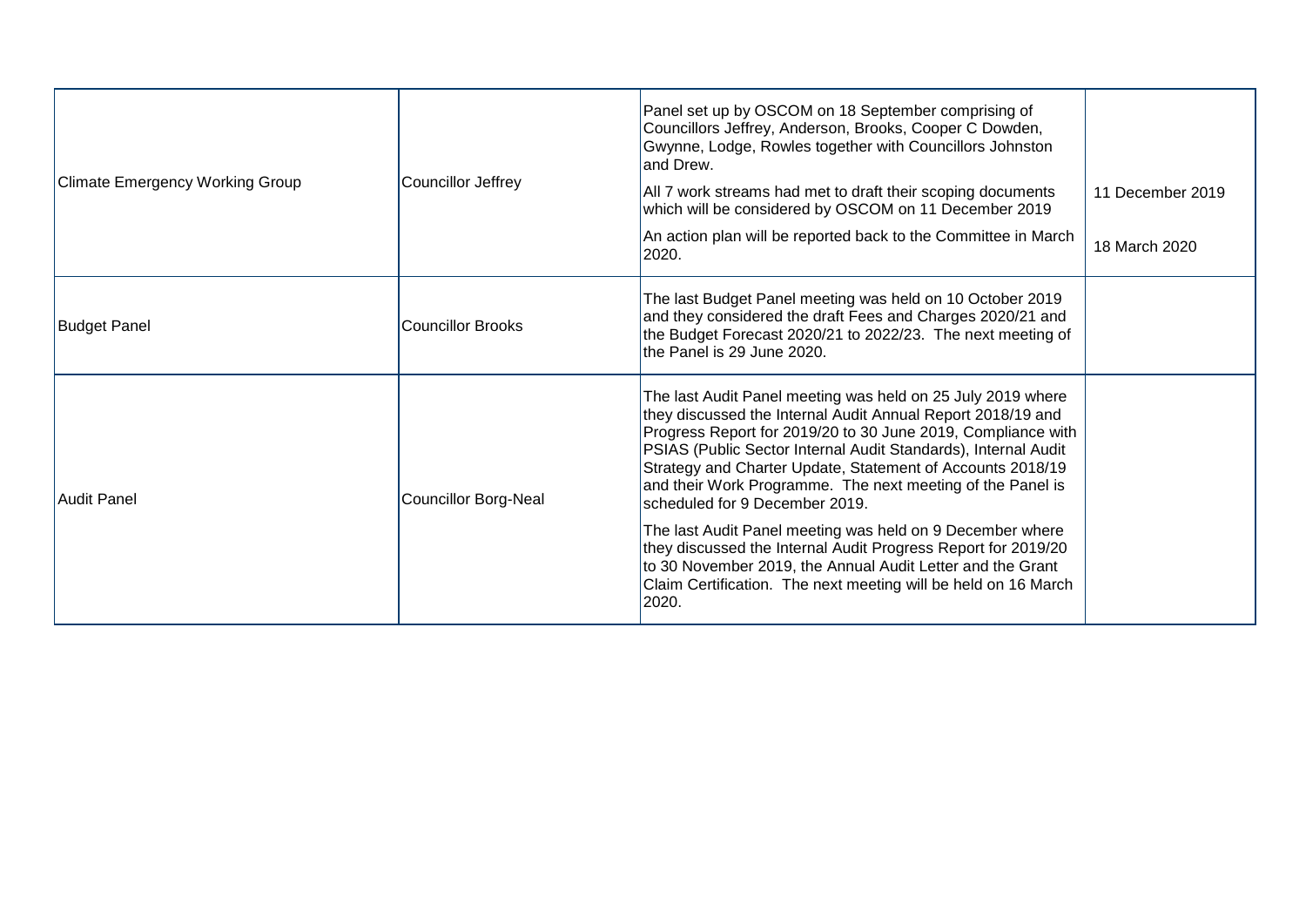| | | | |
|---|---|---|---|
| Climate Emergency Working Group | Councillor Jeffrey | Panel set up by OSCOM on 18 September comprising of Councillors Jeffrey, Anderson, Brooks, Cooper C Dowden, Gwynne, Lodge, Rowles together with Councillors Johnston and Drew.<br><br>All 7 work streams had met to draft their scoping documents which will be considered by OSCOM on 11 December 2019<br><br>An action plan will be reported back to the Committee in March 2020. | 11 December 2019<br><br>18 March 2020 |
| Budget Panel | Councillor Brooks | The last Budget Panel meeting was held on 10 October 2019 and they considered the draft Fees and Charges 2020/21 and the Budget Forecast 2020/21 to 2022/23. The next meeting of the Panel is 29 June 2020. | |
| Audit Panel | Councillor Borg-Neal | The last Audit Panel meeting was held on 25 July 2019 where they discussed the Internal Audit Annual Report 2018/19 and Progress Report for 2019/20 to 30 June 2019, Compliance with PSIAS (Public Sector Internal Audit Standards), Internal Audit Strategy and Charter Update, Statement of Accounts 2018/19 and their Work Programme. The next meeting of the Panel is scheduled for 9 December 2019.<br><br>The last Audit Panel meeting was held on 9 December where they discussed the Internal Audit Progress Report for 2019/20 to 30 November 2019, the Annual Audit Letter and the Grant Claim Certification. The next meeting will be held on 16 March 2020. | |